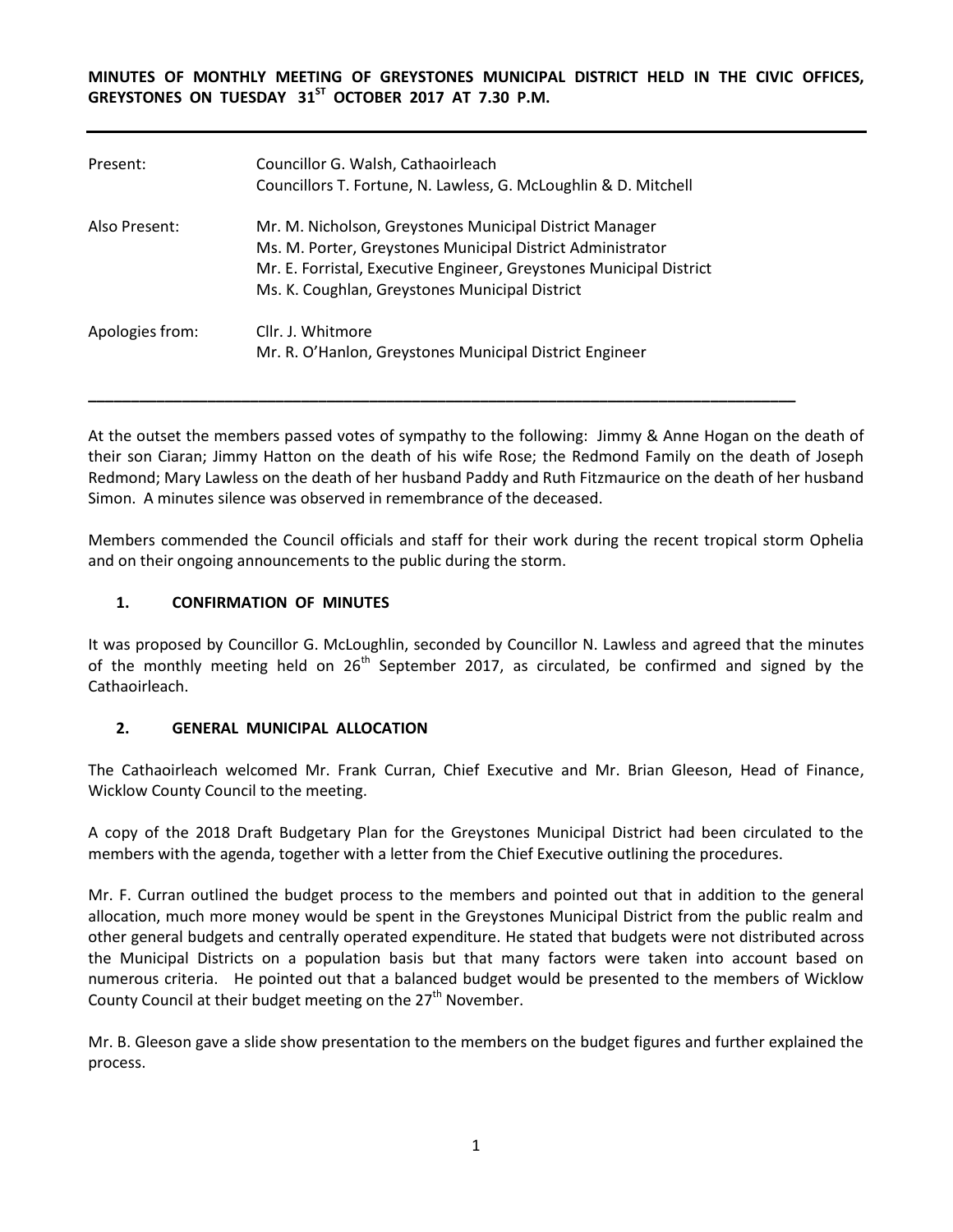**MINUTES OF MONTHLY MEETING OF GREYSTONES MUNICIPAL DISTRICT HELD IN THE CIVIC OFFICES, GREYSTONES ON TUESDAY 31ST OCTOBER 2017 AT 7.30 P.M.**

---

| | |
|---|---|
| Present: | Councillor G. Walsh, Cathaoirleach<br>Councillors T. Fortune, N. Lawless, G. McLoughlin & D. Mitchell |
| Also Present: | Mr. M. Nicholson, Greystones Municipal District Manager<br>Ms. M. Porter, Greystones Municipal District Administrator<br>Mr. E. Forristal, Executive Engineer, Greystones Municipal District<br>Ms. K. Coughlan, Greystones Municipal District |
| Apologies from: | Cllr. J. Whitmore<br>Mr. R. O'Hanlon, Greystones Municipal District Engineer |

---

At the outset the members passed votes of sympathy to the following: Jimmy & Anne Hogan on the death of their son Ciaran; Jimmy Hatton on the death of his wife Rose; the Redmond Family on the death of Joseph Redmond; Mary Lawless on the death of her husband Paddy and Ruth Fitzmaurice on the death of her husband Simon. A minutes silence was observed in remembrance of the deceased.

Members commended the Council officials and staff for their work during the recent tropical storm Ophelia and on their ongoing announcements to the public during the storm.

## 1. CONFIRMATION OF MINUTES

It was proposed by Councillor G. McLoughlin, seconded by Councillor N. Lawless and agreed that the minutes of the monthly meeting held on 26th September 2017, as circulated, be confirmed and signed by the Cathaoirleach.

## 2. GENERAL MUNICIPAL ALLOCATION

The Cathaoirleach welcomed Mr. Frank Curran, Chief Executive and Mr. Brian Gleeson, Head of Finance, Wicklow County Council to the meeting.

A copy of the 2018 Draft Budgetary Plan for the Greystones Municipal District had been circulated to the members with the agenda, together with a letter from the Chief Executive outlining the procedures.

Mr. F. Curran outlined the budget process to the members and pointed out that in addition to the general allocation, much more money would be spent in the Greystones Municipal District from the public realm and other general budgets and centrally operated expenditure. He stated that budgets were not distributed across the Municipal Districts on a population basis but that many factors were taken into account based on numerous criteria. He pointed out that a balanced budget would be presented to the members of Wicklow County Council at their budget meeting on the 27th November.

Mr. B. Gleeson gave a slide show presentation to the members on the budget figures and further explained the process.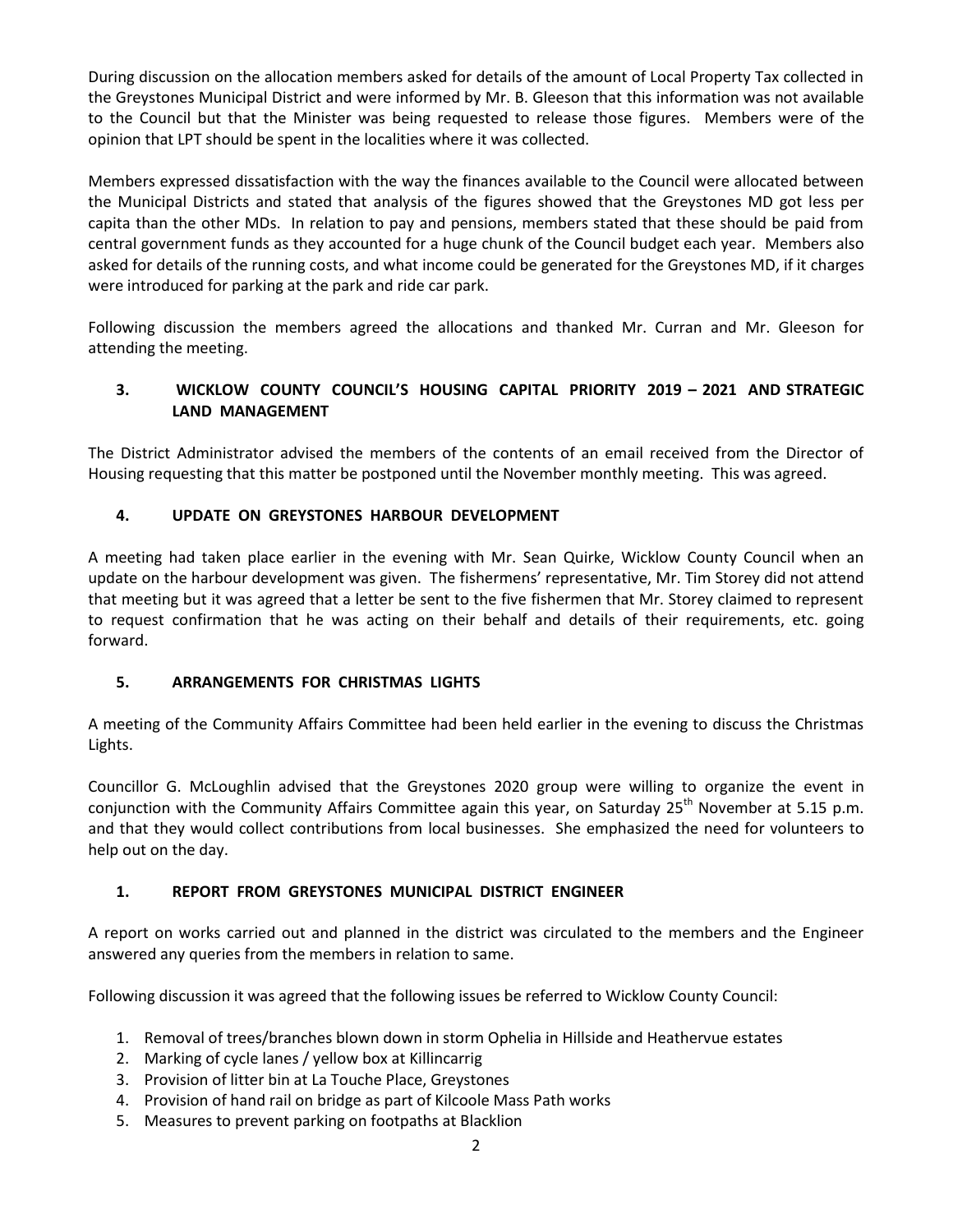During discussion on the allocation members asked for details of the amount of Local Property Tax collected in the Greystones Municipal District and were informed by Mr. B. Gleeson that this information was not available to the Council but that the Minister was being requested to release those figures. Members were of the opinion that LPT should be spent in the localities where it was collected.

Members expressed dissatisfaction with the way the finances available to the Council were allocated between the Municipal Districts and stated that analysis of the figures showed that the Greystones MD got less per capita than the other MDs. In relation to pay and pensions, members stated that these should be paid from central government funds as they accounted for a huge chunk of the Council budget each year. Members also asked for details of the running costs, and what income could be generated for the Greystones MD, if it charges were introduced for parking at the park and ride car park.

Following discussion the members agreed the allocations and thanked Mr. Curran and Mr. Gleeson for attending the meeting.

## 3. WICKLOW COUNTY COUNCIL'S HOUSING CAPITAL PRIORITY 2019 – 2021 AND STRATEGIC LAND MANAGEMENT

The District Administrator advised the members of the contents of an email received from the Director of Housing requesting that this matter be postponed until the November monthly meeting. This was agreed.

## 4. UPDATE ON GREYSTONES HARBOUR DEVELOPMENT

A meeting had taken place earlier in the evening with Mr. Sean Quirke, Wicklow County Council when an update on the harbour development was given. The fishermens' representative, Mr. Tim Storey did not attend that meeting but it was agreed that a letter be sent to the five fishermen that Mr. Storey claimed to represent to request confirmation that he was acting on their behalf and details of their requirements, etc. going forward.

## 5. ARRANGEMENTS FOR CHRISTMAS LIGHTS

A meeting of the Community Affairs Committee had been held earlier in the evening to discuss the Christmas Lights.

Councillor G. McLoughlin advised that the Greystones 2020 group were willing to organize the event in conjunction with the Community Affairs Committee again this year, on Saturday 25th November at 5.15 p.m. and that they would collect contributions from local businesses. She emphasized the need for volunteers to help out on the day.

## 1. REPORT FROM GREYSTONES MUNICIPAL DISTRICT ENGINEER

A report on works carried out and planned in the district was circulated to the members and the Engineer answered any queries from the members in relation to same.

Following discussion it was agreed that the following issues be referred to Wicklow County Council:

1. Removal of trees/branches blown down in storm Ophelia in Hillside and Heathervue estates
2. Marking of cycle lanes / yellow box at Killincarrig
3. Provision of litter bin at La Touche Place, Greystones
4. Provision of hand rail on bridge as part of Kilcoole Mass Path works
5. Measures to prevent parking on footpaths at Blacklion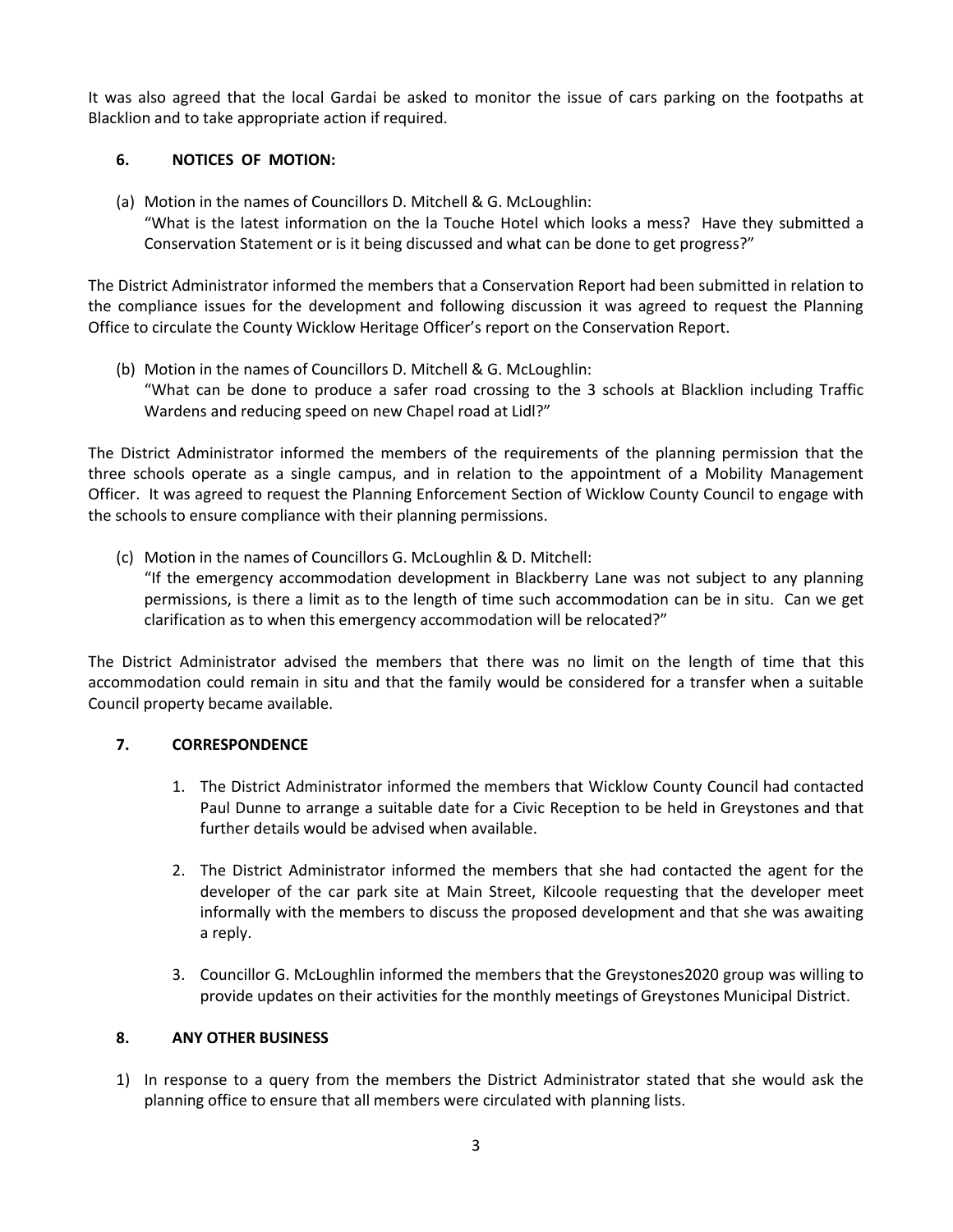It was also agreed that the local Gardai be asked to monitor the issue of cars parking on the footpaths at Blacklion and to take appropriate action if required.

## 6. NOTICES OF MOTION:

(a) Motion in the names of Councillors D. Mitchell & G. McLoughlin:
"What is the latest information on the la Touche Hotel which looks a mess? Have they submitted a Conservation Statement or is it being discussed and what can be done to get progress?"

The District Administrator informed the members that a Conservation Report had been submitted in relation to the compliance issues for the development and following discussion it was agreed to request the Planning Office to circulate the County Wicklow Heritage Officer's report on the Conservation Report.

(b) Motion in the names of Councillors D. Mitchell & G. McLoughlin:
"What can be done to produce a safer road crossing to the 3 schools at Blacklion including Traffic Wardens and reducing speed on new Chapel road at Lidl?"

The District Administrator informed the members of the requirements of the planning permission that the three schools operate as a single campus, and in relation to the appointment of a Mobility Management Officer. It was agreed to request the Planning Enforcement Section of Wicklow County Council to engage with the schools to ensure compliance with their planning permissions.

(c) Motion in the names of Councillors G. McLoughlin & D. Mitchell:
"If the emergency accommodation development in Blackberry Lane was not subject to any planning permissions, is there a limit as to the length of time such accommodation can be in situ. Can we get clarification as to when this emergency accommodation will be relocated?"

The District Administrator advised the members that there was no limit on the length of time that this accommodation could remain in situ and that the family would be considered for a transfer when a suitable Council property became available.

## 7. CORRESPONDENCE

1. The District Administrator informed the members that Wicklow County Council had contacted Paul Dunne to arrange a suitable date for a Civic Reception to be held in Greystones and that further details would be advised when available.

2. The District Administrator informed the members that she had contacted the agent for the developer of the car park site at Main Street, Kilcoole requesting that the developer meet informally with the members to discuss the proposed development and that she was awaiting a reply.

3. Councillor G. McLoughlin informed the members that the Greystones2020 group was willing to provide updates on their activities for the monthly meetings of Greystones Municipal District.

## 8. ANY OTHER BUSINESS

1) In response to a query from the members the District Administrator stated that she would ask the planning office to ensure that all members were circulated with planning lists.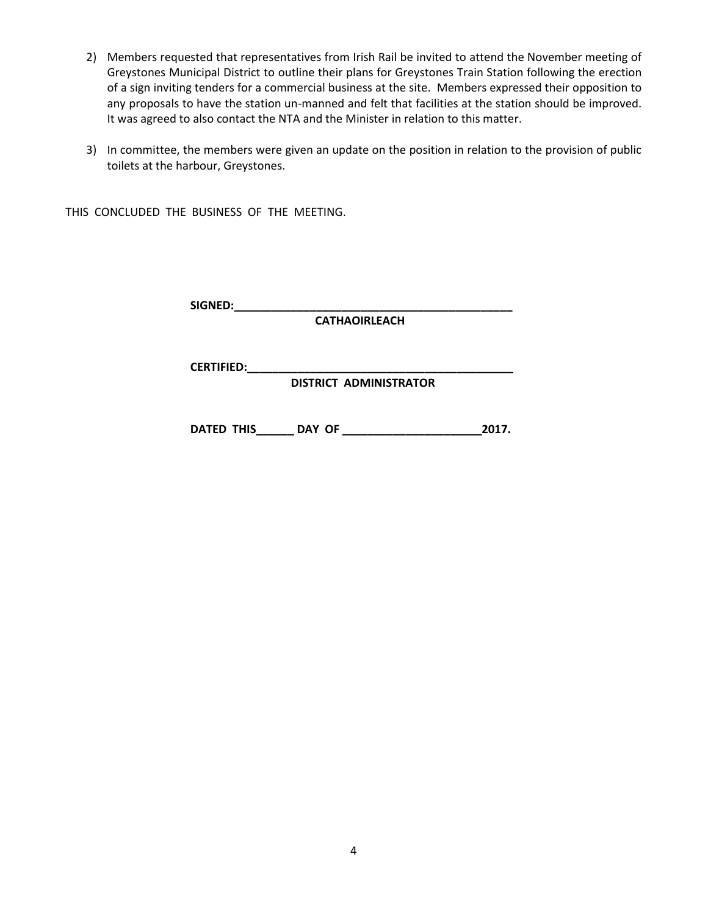2) Members requested that representatives from Irish Rail be invited to attend the November meeting of Greystones Municipal District to outline their plans for Greystones Train Station following the erection of a sign inviting tenders for a commercial business at the site. Members expressed their opposition to any proposals to have the station un-manned and felt that facilities at the station should be improved. It was agreed to also contact the NTA and the Minister in relation to this matter.

3) In committee, the members were given an update on the position in relation to the provision of public toilets at the harbour, Greystones.

THIS CONCLUDED THE BUSINESS OF THE MEETING.

**SIGNED:\_\_\_\_\_\_\_\_\_\_\_\_\_\_\_\_\_\_\_\_\_\_\_\_\_\_\_\_\_\_\_\_\_\_\_\_\_\_\_\_\_\_\_\_\_\_**

**CATHAOIRLEACH**

**CERTIFIED:\_\_\_\_\_\_\_\_\_\_\_\_\_\_\_\_\_\_\_\_\_\_\_\_\_\_\_\_\_\_\_\_\_\_\_\_\_\_\_\_\_\_\_\_**

**DISTRICT ADMINISTRATOR**

**DATED THIS\_\_\_\_\_\_ DAY OF \_\_\_\_\_\_\_\_\_\_\_\_\_\_\_\_\_\_\_\_\_\_2017.**